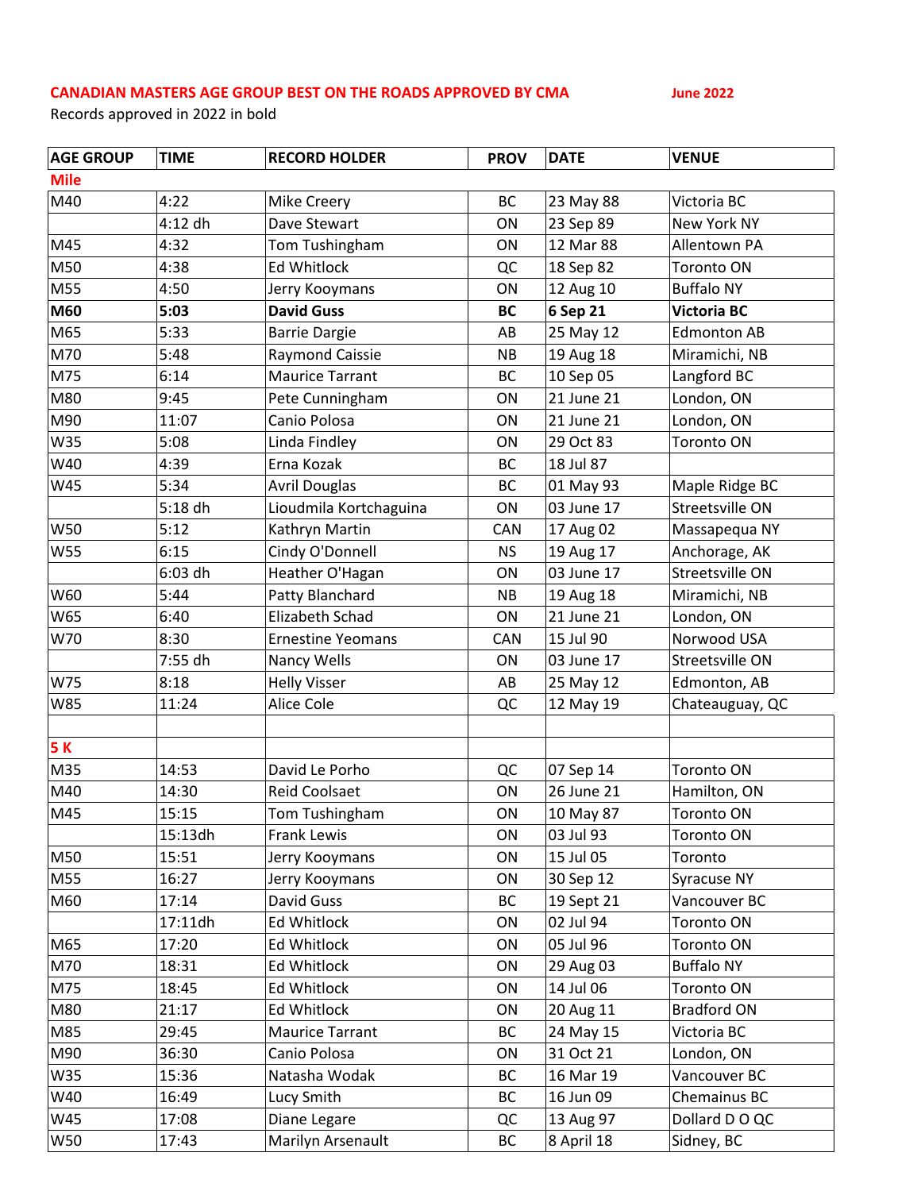**CANADIAN MASTERS AGE GROUP BEST ON THE ROADS APPROVED BY CMA** **June 2022**

Records approved in 2022 in bold

| AGE GROUP | TIME | RECORD HOLDER | PROV | DATE | VENUE |
|---|---|---|---|---|---|
| **Mile** | | | | | |
| M40 | 4:22 | Mike Creery | BC | 23 May 88 | Victoria BC |
| | 4:12 dh | Dave Stewart | ON | 23 Sep 89 | New York NY |
| M45 | 4:32 | Tom Tushingham | ON | 12 Mar 88 | Allentown PA |
| M50 | 4:38 | Ed Whitlock | QC | 18 Sep 82 | Toronto ON |
| M55 | 4:50 | Jerry Kooymans | ON | 12 Aug 10 | Buffalo NY |
| **M60** | **5:03** | **David Guss** | **BC** | **6 Sep 21** | **Victoria BC** |
| M65 | 5:33 | Barrie Dargie | AB | 25 May 12 | Edmonton AB |
| M70 | 5:48 | Raymond Caissie | NB | 19 Aug 18 | Miramichi, NB |
| M75 | 6:14 | Maurice Tarrant | BC | 10 Sep 05 | Langford BC |
| M80 | 9:45 | Pete Cunningham | ON | 21 June 21 | London, ON |
| M90 | 11:07 | Canio Polosa | ON | 21 June 21 | London, ON |
| W35 | 5:08 | Linda Findley | ON | 29 Oct 83 | Toronto ON |
| W40 | 4:39 | Erna Kozak | BC | 18 Jul 87 | |
| W45 | 5:34 | Avril Douglas | BC | 01 May 93 | Maple Ridge BC |
| | 5:18 dh | Lioudmila Kortchaguina | ON | 03 June 17 | Streetsville ON |
| W50 | 5:12 | Kathryn Martin | CAN | 17 Aug 02 | Massapequa NY |
| W55 | 6:15 | Cindy O'Donnell | NS | 19 Aug 17 | Anchorage, AK |
| | 6:03 dh | Heather O'Hagan | ON | 03 June 17 | Streetsville ON |
| W60 | 5:44 | Patty Blanchard | NB | 19 Aug 18 | Miramichi, NB |
| W65 | 6:40 | Elizabeth Schad | ON | 21 June 21 | London, ON |
| W70 | 8:30 | Ernestine Yeomans | CAN | 15 Jul 90 | Norwood USA |
| | 7:55 dh | Nancy Wells | ON | 03 June 17 | Streetsville ON |
| W75 | 8:18 | Helly Visser | AB | 25 May 12 | Edmonton, AB |
| W85 | 11:24 | Alice Cole | QC | 12 May 19 | Chateauguay, QC |
| | | | | | |
| **5 K** | | | | | |
| M35 | 14:53 | David Le Porho | QC | 07 Sep 14 | Toronto ON |
| M40 | 14:30 | Reid Coolsaet | ON | 26 June 21 | Hamilton, ON |
| M45 | 15:15 | Tom Tushingham | ON | 10 May 87 | Toronto ON |
| | 15:13dh | Frank Lewis | ON | 03 Jul 93 | Toronto ON |
| M50 | 15:51 | Jerry Kooymans | ON | 15 Jul 05 | Toronto |
| M55 | 16:27 | Jerry Kooymans | ON | 30 Sep 12 | Syracuse NY |
| M60 | 17:14 | David Guss | BC | 19 Sept 21 | Vancouver BC |
| | 17:11dh | Ed Whitlock | ON | 02 Jul 94 | Toronto ON |
| M65 | 17:20 | Ed Whitlock | ON | 05 Jul 96 | Toronto ON |
| M70 | 18:31 | Ed Whitlock | ON | 29 Aug 03 | Buffalo NY |
| M75 | 18:45 | Ed Whitlock | ON | 14 Jul 06 | Toronto ON |
| M80 | 21:17 | Ed Whitlock | ON | 20 Aug 11 | Bradford ON |
| M85 | 29:45 | Maurice Tarrant | BC | 24 May 15 | Victoria BC |
| M90 | 36:30 | Canio Polosa | ON | 31 Oct 21 | London, ON |
| W35 | 15:36 | Natasha Wodak | BC | 16 Mar 19 | Vancouver BC |
| W40 | 16:49 | Lucy Smith | BC | 16 Jun 09 | Chemainus BC |
| W45 | 17:08 | Diane Legare | QC | 13 Aug 97 | Dollard D O QC |
| W50 | 17:43 | Marilyn Arsenault | BC | 8 April 18 | Sidney, BC |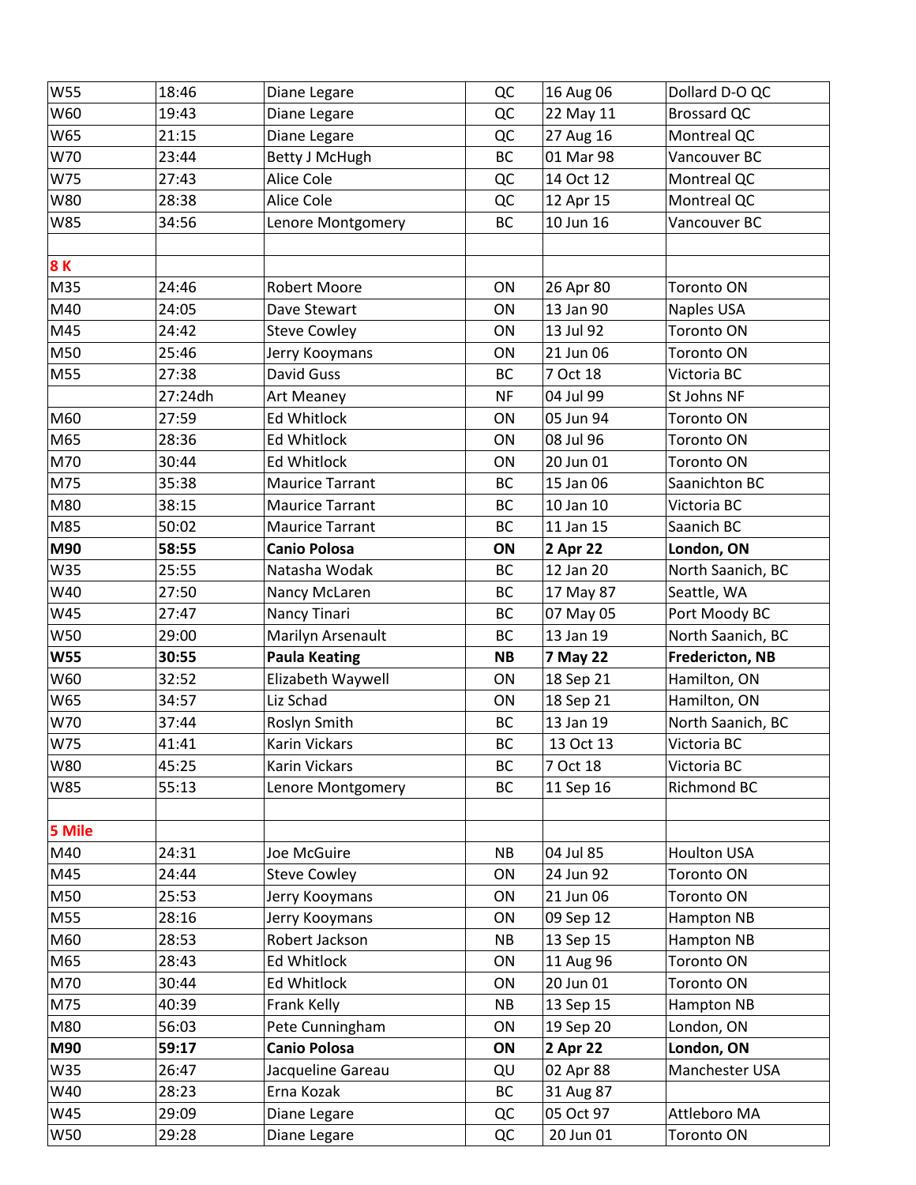| | | | | | |
|---|---|---|---|---|---|
| W55 | 18:46 | Diane Legare | QC | 16 Aug 06 | Dollard D-O QC |
| W60 | 19:43 | Diane Legare | QC | 22 May 11 | Brossard QC |
| W65 | 21:15 | Diane Legare | QC | 27 Aug 16 | Montreal QC |
| W70 | 23:44 | Betty J McHugh | BC | 01 Mar 98 | Vancouver BC |
| W75 | 27:43 | Alice Cole | QC | 14 Oct 12 | Montreal QC |
| W80 | 28:38 | Alice Cole | QC | 12 Apr 15 | Montreal QC |
| W85 | 34:56 | Lenore Montgomery | BC | 10 Jun 16 | Vancouver BC |
| | | | | | |
| **8 K** | | | | | |
| M35 | 24:46 | Robert Moore | ON | 26 Apr 80 | Toronto ON |
| M40 | 24:05 | Dave Stewart | ON | 13 Jan 90 | Naples USA |
| M45 | 24:42 | Steve Cowley | ON | 13 Jul 92 | Toronto ON |
| M50 | 25:46 | Jerry Kooymans | ON | 21 Jun 06 | Toronto ON |
| M55 | 27:38 | David Guss | BC | 7 Oct 18 | Victoria BC |
| | 27:24dh | Art Meaney | NF | 04 Jul 99 | St Johns NF |
| M60 | 27:59 | Ed Whitlock | ON | 05 Jun 94 | Toronto ON |
| M65 | 28:36 | Ed Whitlock | ON | 08 Jul 96 | Toronto ON |
| M70 | 30:44 | Ed Whitlock | ON | 20 Jun 01 | Toronto ON |
| M75 | 35:38 | Maurice Tarrant | BC | 15 Jan 06 | Saanichton BC |
| M80 | 38:15 | Maurice Tarrant | BC | 10 Jan 10 | Victoria BC |
| M85 | 50:02 | Maurice Tarrant | BC | 11 Jan 15 | Saanich BC |
| **M90** | **58:55** | **Canio Polosa** | **ON** | **2 Apr 22** | **London, ON** |
| W35 | 25:55 | Natasha Wodak | BC | 12 Jan 20 | North Saanich, BC |
| W40 | 27:50 | Nancy McLaren | BC | 17 May 87 | Seattle, WA |
| W45 | 27:47 | Nancy Tinari | BC | 07 May 05 | Port Moody BC |
| W50 | 29:00 | Marilyn Arsenault | BC | 13 Jan 19 | North Saanich, BC |
| **W55** | **30:55** | **Paula Keating** | **NB** | **7 May 22** | **Fredericton, NB** |
| W60 | 32:52 | Elizabeth Waywell | ON | 18 Sep 21 | Hamilton, ON |
| W65 | 34:57 | Liz Schad | ON | 18 Sep 21 | Hamilton, ON |
| W70 | 37:44 | Roslyn Smith | BC | 13 Jan 19 | North Saanich, BC |
| W75 | 41:41 | Karin Vickars | BC | 13 Oct 13 | Victoria BC |
| W80 | 45:25 | Karin Vickars | BC | 7 Oct 18 | Victoria BC |
| W85 | 55:13 | Lenore Montgomery | BC | 11 Sep 16 | Richmond BC |
| | | | | | |
| **5 Mile** | | | | | |
| M40 | 24:31 | Joe McGuire | NB | 04 Jul 85 | Houlton USA |
| M45 | 24:44 | Steve Cowley | ON | 24 Jun 92 | Toronto ON |
| M50 | 25:53 | Jerry Kooymans | ON | 21 Jun 06 | Toronto ON |
| M55 | 28:16 | Jerry Kooymans | ON | 09 Sep 12 | Hampton NB |
| M60 | 28:53 | Robert Jackson | NB | 13 Sep 15 | Hampton NB |
| M65 | 28:43 | Ed Whitlock | ON | 11 Aug 96 | Toronto ON |
| M70 | 30:44 | Ed Whitlock | ON | 20 Jun 01 | Toronto ON |
| M75 | 40:39 | Frank Kelly | NB | 13 Sep 15 | Hampton NB |
| M80 | 56:03 | Pete Cunningham | ON | 19 Sep 20 | London, ON |
| **M90** | **59:17** | **Canio Polosa** | **ON** | **2 Apr 22** | **London, ON** |
| W35 | 26:47 | Jacqueline Gareau | QU | 02 Apr 88 | Manchester USA |
| W40 | 28:23 | Erna Kozak | BC | 31 Aug 87 | |
| W45 | 29:09 | Diane Legare | QC | 05 Oct 97 | Attleboro MA |
| W50 | 29:28 | Diane Legare | QC | 20 Jun 01 | Toronto ON |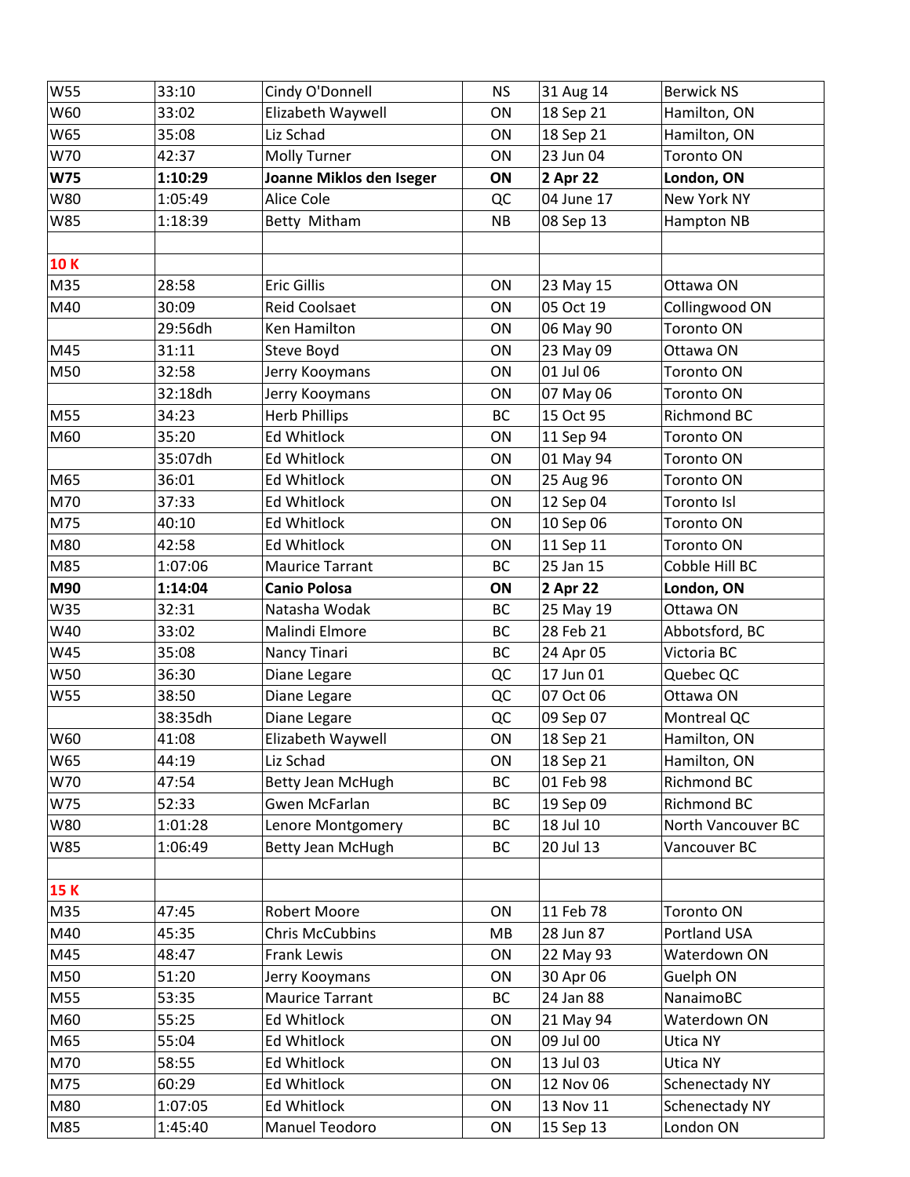| | | | | | |
|---|---|---|---|---|---|
| W55 | 33:10 | Cindy O'Donnell | NS | 31 Aug 14 | Berwick NS |
| W60 | 33:02 | Elizabeth Waywell | ON | 18 Sep 21 | Hamilton, ON |
| W65 | 35:08 | Liz Schad | ON | 18 Sep 21 | Hamilton, ON |
| W70 | 42:37 | Molly Turner | ON | 23 Jun 04 | Toronto ON |
| **W75** | **1:10:29** | **Joanne Miklos den Iseger** | **ON** | **2 Apr 22** | **London, ON** |
| W80 | 1:05:49 | Alice Cole | QC | 04 June 17 | New York NY |
| W85 | 1:18:39 | Betty Mitham | NB | 08 Sep 13 | Hampton NB |
| | | | | | |
| **10 K** | | | | | |
| M35 | 28:58 | Eric Gillis | ON | 23 May 15 | Ottawa ON |
| M40 | 30:09 | Reid Coolsaet | ON | 05 Oct 19 | Collingwood ON |
| | 29:56dh | Ken Hamilton | ON | 06 May 90 | Toronto ON |
| M45 | 31:11 | Steve Boyd | ON | 23 May 09 | Ottawa ON |
| M50 | 32:58 | Jerry Kooymans | ON | 01 Jul 06 | Toronto ON |
| | 32:18dh | Jerry Kooymans | ON | 07 May 06 | Toronto ON |
| M55 | 34:23 | Herb Phillips | BC | 15 Oct 95 | Richmond BC |
| M60 | 35:20 | Ed Whitlock | ON | 11 Sep 94 | Toronto ON |
| | 35:07dh | Ed Whitlock | ON | 01 May 94 | Toronto ON |
| M65 | 36:01 | Ed Whitlock | ON | 25 Aug 96 | Toronto ON |
| M70 | 37:33 | Ed Whitlock | ON | 12 Sep 04 | Toronto Isl |
| M75 | 40:10 | Ed Whitlock | ON | 10 Sep 06 | Toronto ON |
| M80 | 42:58 | Ed Whitlock | ON | 11 Sep 11 | Toronto ON |
| M85 | 1:07:06 | Maurice Tarrant | BC | 25 Jan 15 | Cobble Hill BC |
| **M90** | **1:14:04** | **Canio Polosa** | **ON** | **2 Apr 22** | **London, ON** |
| W35 | 32:31 | Natasha Wodak | BC | 25 May 19 | Ottawa ON |
| W40 | 33:02 | Malindi Elmore | BC | 28 Feb 21 | Abbotsford, BC |
| W45 | 35:08 | Nancy Tinari | BC | 24 Apr 05 | Victoria BC |
| W50 | 36:30 | Diane Legare | QC | 17 Jun 01 | Quebec QC |
| W55 | 38:50 | Diane Legare | QC | 07 Oct 06 | Ottawa ON |
| | 38:35dh | Diane Legare | QC | 09 Sep 07 | Montreal QC |
| W60 | 41:08 | Elizabeth Waywell | ON | 18 Sep 21 | Hamilton, ON |
| W65 | 44:19 | Liz Schad | ON | 18 Sep 21 | Hamilton, ON |
| W70 | 47:54 | Betty Jean McHugh | BC | 01 Feb 98 | Richmond BC |
| W75 | 52:33 | Gwen McFarlan | BC | 19 Sep 09 | Richmond BC |
| W80 | 1:01:28 | Lenore Montgomery | BC | 18 Jul 10 | North Vancouver BC |
| W85 | 1:06:49 | Betty Jean McHugh | BC | 20 Jul 13 | Vancouver BC |
| | | | | | |
| **15 K** | | | | | |
| M35 | 47:45 | Robert Moore | ON | 11 Feb 78 | Toronto ON |
| M40 | 45:35 | Chris McCubbins | MB | 28 Jun 87 | Portland USA |
| M45 | 48:47 | Frank Lewis | ON | 22 May 93 | Waterdown ON |
| M50 | 51:20 | Jerry Kooymans | ON | 30 Apr 06 | Guelph ON |
| M55 | 53:35 | Maurice Tarrant | BC | 24 Jan 88 | NanaimoBC |
| M60 | 55:25 | Ed Whitlock | ON | 21 May 94 | Waterdown ON |
| M65 | 55:04 | Ed Whitlock | ON | 09 Jul 00 | Utica NY |
| M70 | 58:55 | Ed Whitlock | ON | 13 Jul 03 | Utica NY |
| M75 | 60:29 | Ed Whitlock | ON | 12 Nov 06 | Schenectady NY |
| M80 | 1:07:05 | Ed Whitlock | ON | 13 Nov 11 | Schenectady NY |
| M85 | 1:45:40 | Manuel Teodoro | ON | 15 Sep 13 | London ON |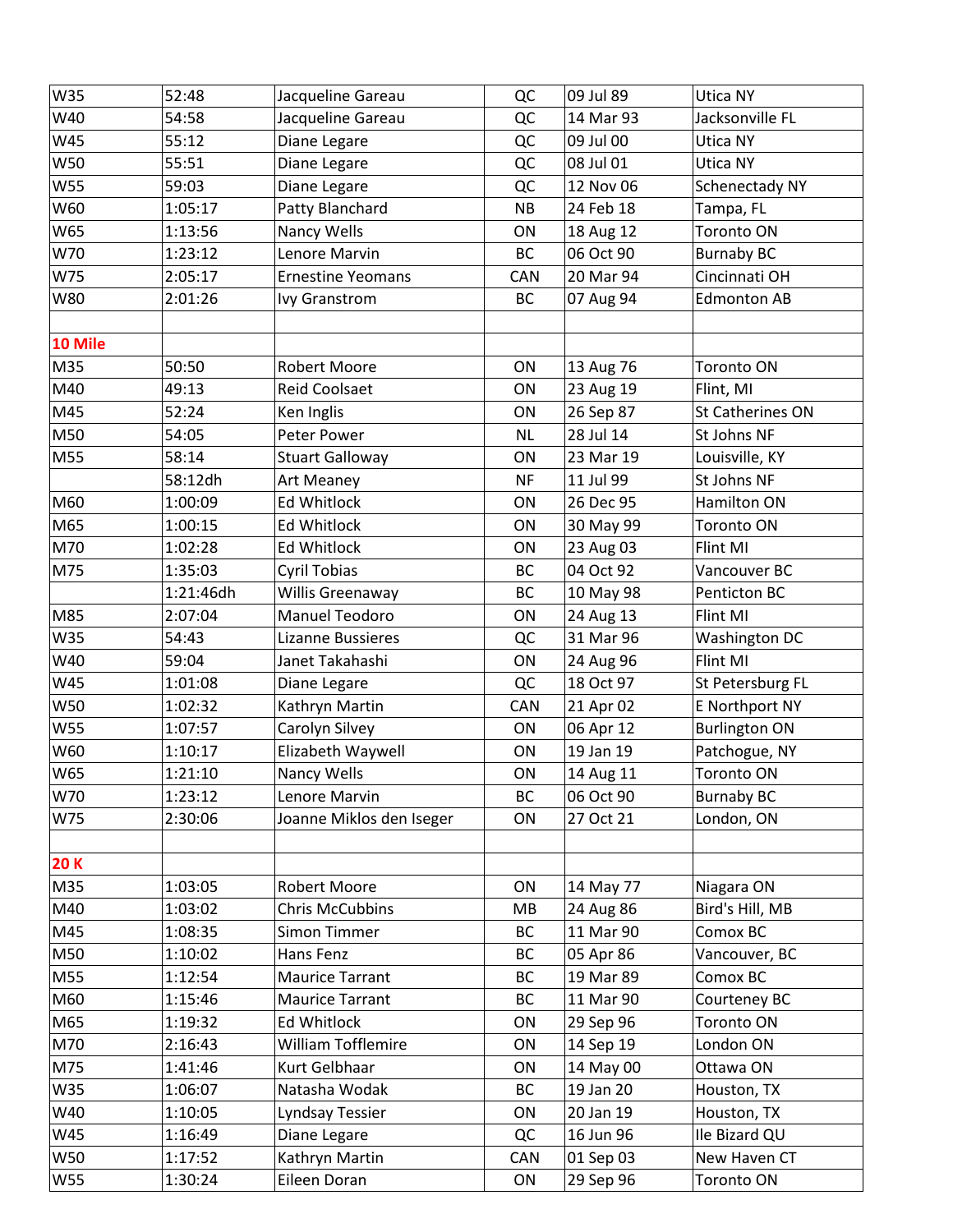| | | | | | |
|---|---|---|---|---|---|
| W35 | 52:48 | Jacqueline Gareau | QC | 09 Jul 89 | Utica NY |
| W40 | 54:58 | Jacqueline Gareau | QC | 14 Mar 93 | Jacksonville FL |
| W45 | 55:12 | Diane Legare | QC | 09 Jul 00 | Utica NY |
| W50 | 55:51 | Diane Legare | QC | 08 Jul 01 | Utica NY |
| W55 | 59:03 | Diane Legare | QC | 12 Nov 06 | Schenectady NY |
| W60 | 1:05:17 | Patty Blanchard | NB | 24 Feb 18 | Tampa, FL |
| W65 | 1:13:56 | Nancy Wells | ON | 18 Aug 12 | Toronto ON |
| W70 | 1:23:12 | Lenore Marvin | BC | 06 Oct 90 | Burnaby BC |
| W75 | 2:05:17 | Ernestine Yeomans | CAN | 20 Mar 94 | Cincinnati OH |
| W80 | 2:01:26 | Ivy Granstrom | BC | 07 Aug 94 | Edmonton AB |
| | | | | | |
| **10 Mile** | | | | | |
| M35 | 50:50 | Robert Moore | ON | 13 Aug 76 | Toronto ON |
| M40 | 49:13 | Reid Coolsaet | ON | 23 Aug 19 | Flint, MI |
| M45 | 52:24 | Ken Inglis | ON | 26 Sep 87 | St Catherines ON |
| M50 | 54:05 | Peter Power | NL | 28 Jul 14 | St Johns NF |
| M55 | 58:14 | Stuart Galloway | ON | 23 Mar 19 | Louisville, KY |
| | 58:12dh | Art Meaney | NF | 11 Jul 99 | St Johns NF |
| M60 | 1:00:09 | Ed Whitlock | ON | 26 Dec 95 | Hamilton ON |
| M65 | 1:00:15 | Ed Whitlock | ON | 30 May 99 | Toronto ON |
| M70 | 1:02:28 | Ed Whitlock | ON | 23 Aug 03 | Flint MI |
| M75 | 1:35:03 | Cyril Tobias | BC | 04 Oct 92 | Vancouver BC |
| | 1:21:46dh | Willis Greenaway | BC | 10 May 98 | Penticton BC |
| M85 | 2:07:04 | Manuel Teodoro | ON | 24 Aug 13 | Flint MI |
| W35 | 54:43 | Lizanne Bussieres | QC | 31 Mar 96 | Washington DC |
| W40 | 59:04 | Janet Takahashi | ON | 24 Aug 96 | Flint MI |
| W45 | 1:01:08 | Diane Legare | QC | 18 Oct 97 | St Petersburg FL |
| W50 | 1:02:32 | Kathryn Martin | CAN | 21 Apr 02 | E Northport NY |
| W55 | 1:07:57 | Carolyn Silvey | ON | 06 Apr 12 | Burlington ON |
| W60 | 1:10:17 | Elizabeth Waywell | ON | 19 Jan 19 | Patchogue, NY |
| W65 | 1:21:10 | Nancy Wells | ON | 14 Aug 11 | Toronto ON |
| W70 | 1:23:12 | Lenore Marvin | BC | 06 Oct 90 | Burnaby BC |
| W75 | 2:30:06 | Joanne Miklos den Iseger | ON | 27 Oct 21 | London, ON |
| | | | | | |
| **20 K** | | | | | |
| M35 | 1:03:05 | Robert Moore | ON | 14 May 77 | Niagara ON |
| M40 | 1:03:02 | Chris McCubbins | MB | 24 Aug 86 | Bird's Hill, MB |
| M45 | 1:08:35 | Simon Timmer | BC | 11 Mar 90 | Comox BC |
| M50 | 1:10:02 | Hans Fenz | BC | 05 Apr 86 | Vancouver, BC |
| M55 | 1:12:54 | Maurice Tarrant | BC | 19 Mar 89 | Comox BC |
| M60 | 1:15:46 | Maurice Tarrant | BC | 11 Mar 90 | Courteney BC |
| M65 | 1:19:32 | Ed Whitlock | ON | 29 Sep 96 | Toronto ON |
| M70 | 2:16:43 | William Tofflemire | ON | 14 Sep 19 | London ON |
| M75 | 1:41:46 | Kurt Gelbhaar | ON | 14 May 00 | Ottawa ON |
| W35 | 1:06:07 | Natasha Wodak | BC | 19 Jan 20 | Houston, TX |
| W40 | 1:10:05 | Lyndsay Tessier | ON | 20 Jan 19 | Houston, TX |
| W45 | 1:16:49 | Diane Legare | QC | 16 Jun 96 | Ile Bizard QU |
| W50 | 1:17:52 | Kathryn Martin | CAN | 01 Sep 03 | New Haven CT |
| W55 | 1:30:24 | Eileen Doran | ON | 29 Sep 96 | Toronto ON |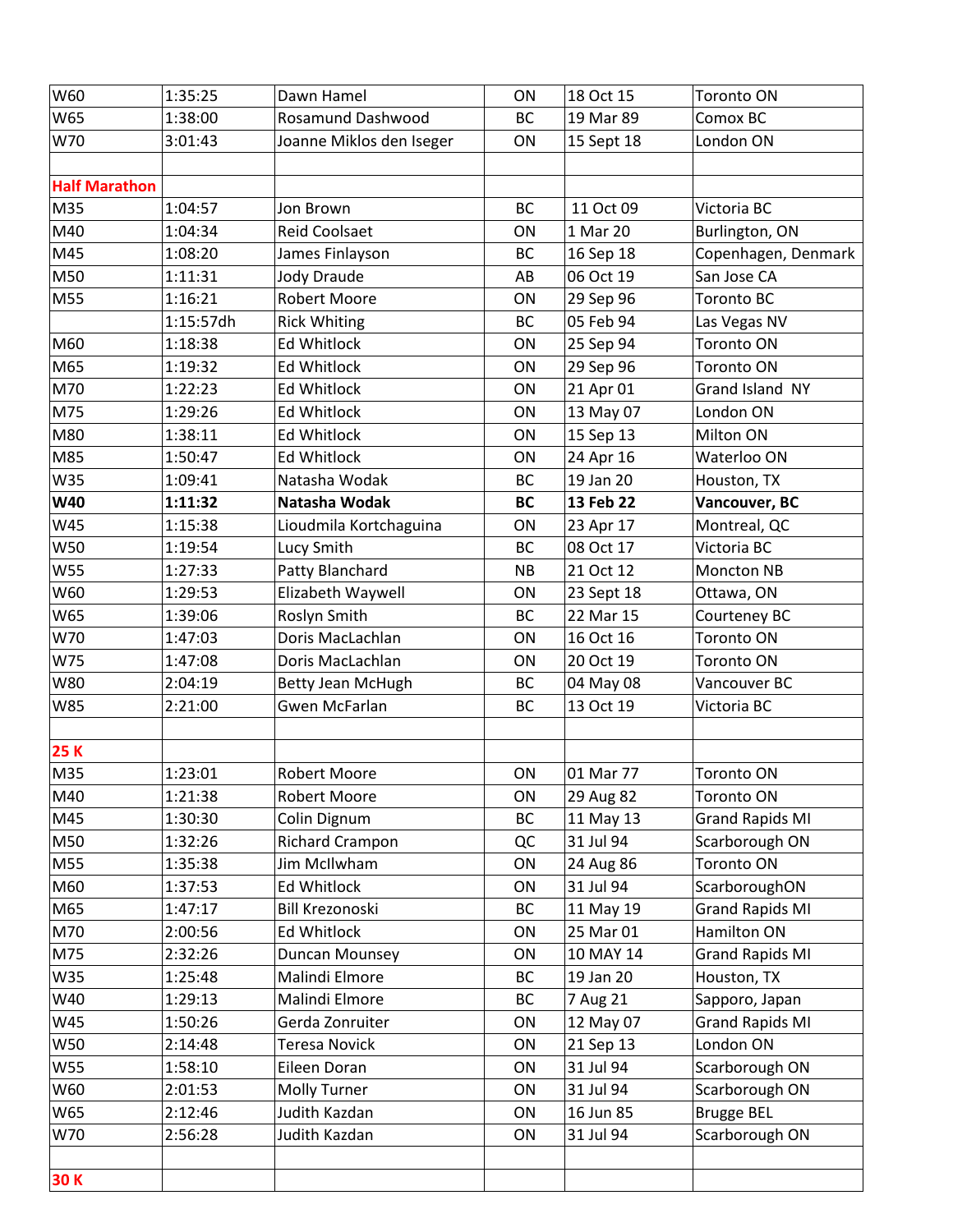| | | | | | |
|---|---|---|---|---|---|
| W60 | 1:35:25 | Dawn Hamel | ON | 18 Oct 15 | Toronto ON |
| W65 | 1:38:00 | Rosamund Dashwood | BC | 19 Mar 89 | Comox BC |
| W70 | 3:01:43 | Joanne Miklos den Iseger | ON | 15 Sept 18 | London ON |
| | | | | | |
| **Half Marathon** | | | | | |
| M35 | 1:04:57 | Jon Brown | BC | 11 Oct 09 | Victoria BC |
| M40 | 1:04:34 | Reid Coolsaet | ON | 1 Mar 20 | Burlington, ON |
| M45 | 1:08:20 | James Finlayson | BC | 16 Sep 18 | Copenhagen, Denmark |
| M50 | 1:11:31 | Jody Draude | AB | 06 Oct 19 | San Jose CA |
| M55 | 1:16:21 | Robert Moore | ON | 29 Sep 96 | Toronto BC |
| | 1:15:57dh | Rick Whiting | BC | 05 Feb 94 | Las Vegas NV |
| M60 | 1:18:38 | Ed Whitlock | ON | 25 Sep 94 | Toronto ON |
| M65 | 1:19:32 | Ed Whitlock | ON | 29 Sep 96 | Toronto ON |
| M70 | 1:22:23 | Ed Whitlock | ON | 21 Apr 01 | Grand Island NY |
| M75 | 1:29:26 | Ed Whitlock | ON | 13 May 07 | London ON |
| M80 | 1:38:11 | Ed Whitlock | ON | 15 Sep 13 | Milton ON |
| M85 | 1:50:47 | Ed Whitlock | ON | 24 Apr 16 | Waterloo ON |
| W35 | 1:09:41 | Natasha Wodak | BC | 19 Jan 20 | Houston, TX |
| **W40** | **1:11:32** | **Natasha Wodak** | **BC** | **13 Feb 22** | **Vancouver, BC** |
| W45 | 1:15:38 | Lioudmila Kortchaguina | ON | 23 Apr 17 | Montreal, QC |
| W50 | 1:19:54 | Lucy Smith | BC | 08 Oct 17 | Victoria BC |
| W55 | 1:27:33 | Patty Blanchard | NB | 21 Oct 12 | Moncton NB |
| W60 | 1:29:53 | Elizabeth Waywell | ON | 23 Sept 18 | Ottawa, ON |
| W65 | 1:39:06 | Roslyn Smith | BC | 22 Mar 15 | Courteney BC |
| W70 | 1:47:03 | Doris MacLachlan | ON | 16 Oct 16 | Toronto ON |
| W75 | 1:47:08 | Doris MacLachlan | ON | 20 Oct 19 | Toronto ON |
| W80 | 2:04:19 | Betty Jean McHugh | BC | 04 May 08 | Vancouver BC |
| W85 | 2:21:00 | Gwen McFarlan | BC | 13 Oct 19 | Victoria BC |
| | | | | | |
| **25 K** | | | | | |
| M35 | 1:23:01 | Robert Moore | ON | 01 Mar 77 | Toronto ON |
| M40 | 1:21:38 | Robert Moore | ON | 29 Aug 82 | Toronto ON |
| M45 | 1:30:30 | Colin Dignum | BC | 11 May 13 | Grand Rapids MI |
| M50 | 1:32:26 | Richard Crampon | QC | 31 Jul 94 | Scarborough ON |
| M55 | 1:35:38 | Jim McIlwham | ON | 24 Aug 86 | Toronto ON |
| M60 | 1:37:53 | Ed Whitlock | ON | 31 Jul 94 | ScarboroughON |
| M65 | 1:47:17 | Bill Krezonoski | BC | 11 May 19 | Grand Rapids MI |
| M70 | 2:00:56 | Ed Whitlock | ON | 25 Mar 01 | Hamilton ON |
| M75 | 2:32:26 | Duncan Mounsey | ON | 10 MAY 14 | Grand Rapids MI |
| W35 | 1:25:48 | Malindi Elmore | BC | 19 Jan 20 | Houston, TX |
| W40 | 1:29:13 | Malindi Elmore | BC | 7 Aug 21 | Sapporo, Japan |
| W45 | 1:50:26 | Gerda Zonruiter | ON | 12 May 07 | Grand Rapids MI |
| W50 | 2:14:48 | Teresa Novick | ON | 21 Sep 13 | London ON |
| W55 | 1:58:10 | Eileen Doran | ON | 31 Jul 94 | Scarborough ON |
| W60 | 2:01:53 | Molly Turner | ON | 31 Jul 94 | Scarborough ON |
| W65 | 2:12:46 | Judith Kazdan | ON | 16 Jun 85 | Brugge BEL |
| W70 | 2:56:28 | Judith Kazdan | ON | 31 Jul 94 | Scarborough ON |
| | | | | | |
| **30 K** | | | | | |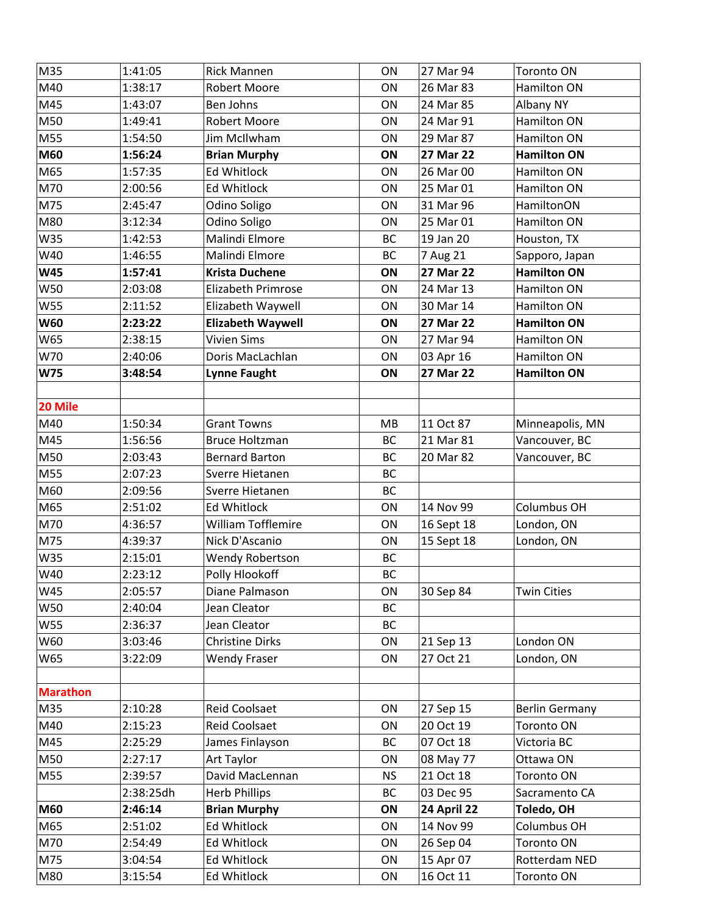| | | | | | |
|---|---|---|---|---|---|
| M35 | 1:41:05 | Rick Mannen | ON | 27 Mar 94 | Toronto ON |
| M40 | 1:38:17 | Robert Moore | ON | 26 Mar 83 | Hamilton ON |
| M45 | 1:43:07 | Ben Johns | ON | 24 Mar 85 | Albany NY |
| M50 | 1:49:41 | Robert Moore | ON | 24 Mar 91 | Hamilton ON |
| M55 | 1:54:50 | Jim McIlwham | ON | 29 Mar 87 | Hamilton ON |
| **M60** | **1:56:24** | **Brian Murphy** | **ON** | **27 Mar 22** | **Hamilton ON** |
| M65 | 1:57:35 | Ed Whitlock | ON | 26 Mar 00 | Hamilton ON |
| M70 | 2:00:56 | Ed Whitlock | ON | 25 Mar 01 | Hamilton ON |
| M75 | 2:45:47 | Odino Soligo | ON | 31 Mar 96 | HamiltonON |
| M80 | 3:12:34 | Odino Soligo | ON | 25 Mar 01 | Hamilton ON |
| W35 | 1:42:53 | Malindi Elmore | BC | 19 Jan 20 | Houston, TX |
| W40 | 1:46:55 | Malindi Elmore | BC | 7 Aug 21 | Sapporo, Japan |
| **W45** | **1:57:41** | **Krista Duchene** | **ON** | **27 Mar 22** | **Hamilton ON** |
| W50 | 2:03:08 | Elizabeth Primrose | ON | 24 Mar 13 | Hamilton ON |
| W55 | 2:11:52 | Elizabeth Waywell | ON | 30 Mar 14 | Hamilton ON |
| **W60** | **2:23:22** | **Elizabeth Waywell** | **ON** | **27 Mar 22** | **Hamilton ON** |
| W65 | 2:38:15 | Vivien Sims | ON | 27 Mar 94 | Hamilton ON |
| W70 | 2:40:06 | Doris MacLachlan | ON | 03 Apr 16 | Hamilton ON |
| **W75** | **3:48:54** | **Lynne Faught** | **ON** | **27 Mar 22** | **Hamilton ON** |
| | | | | | |
| **20 Mile** | | | | | |
| M40 | 1:50:34 | Grant Towns | MB | 11 Oct 87 | Minneapolis, MN |
| M45 | 1:56:56 | Bruce Holtzman | BC | 21 Mar 81 | Vancouver, BC |
| M50 | 2:03:43 | Bernard Barton | BC | 20 Mar 82 | Vancouver, BC |
| M55 | 2:07:23 | Sverre Hietanen | BC | | |
| M60 | 2:09:56 | Sverre Hietanen | BC | | |
| M65 | 2:51:02 | Ed Whitlock | ON | 14 Nov 99 | Columbus OH |
| M70 | 4:36:57 | William Tofflemire | ON | 16 Sept 18 | London, ON |
| M75 | 4:39:37 | Nick D'Ascanio | ON | 15 Sept 18 | London, ON |
| W35 | 2:15:01 | Wendy Robertson | BC | | |
| W40 | 2:23:12 | Polly Hlookoff | BC | | |
| W45 | 2:05:57 | Diane Palmason | ON | 30 Sep 84 | Twin Cities |
| W50 | 2:40:04 | Jean Cleator | BC | | |
| W55 | 2:36:37 | Jean Cleator | BC | | |
| W60 | 3:03:46 | Christine Dirks | ON | 21 Sep 13 | London ON |
| W65 | 3:22:09 | Wendy Fraser | ON | 27 Oct 21 | London, ON |
| | | | | | |
| **Marathon** | | | | | |
| M35 | 2:10:28 | Reid Coolsaet | ON | 27 Sep 15 | Berlin Germany |
| M40 | 2:15:23 | Reid Coolsaet | ON | 20 Oct 19 | Toronto ON |
| M45 | 2:25:29 | James Finlayson | BC | 07 Oct 18 | Victoria BC |
| M50 | 2:27:17 | Art Taylor | ON | 08 May 77 | Ottawa ON |
| M55 | 2:39:57 | David MacLennan | NS | 21 Oct 18 | Toronto ON |
| | 2:38:25dh | Herb Phillips | BC | 03 Dec 95 | Sacramento CA |
| **M60** | **2:46:14** | **Brian Murphy** | **ON** | **24 April 22** | **Toledo, OH** |
| M65 | 2:51:02 | Ed Whitlock | ON | 14 Nov 99 | Columbus OH |
| M70 | 2:54:49 | Ed Whitlock | ON | 26 Sep 04 | Toronto ON |
| M75 | 3:04:54 | Ed Whitlock | ON | 15 Apr 07 | Rotterdam NED |
| M80 | 3:15:54 | Ed Whitlock | ON | 16 Oct 11 | Toronto ON |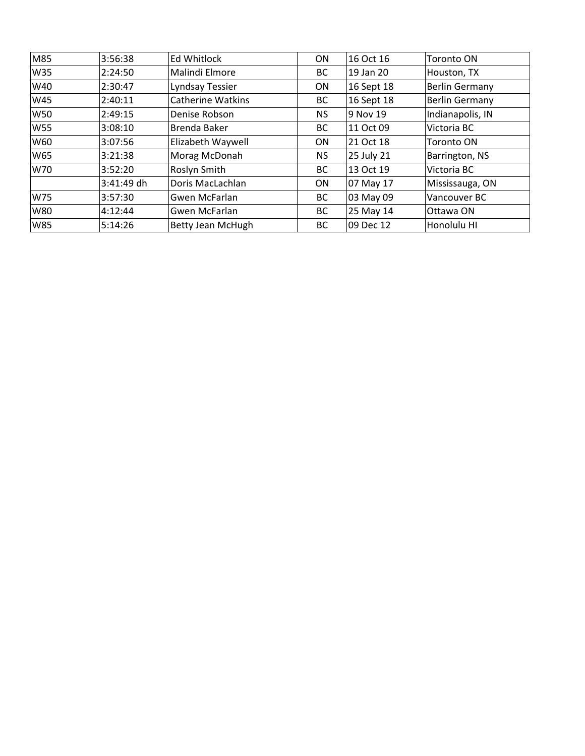| | | | | | |
|---|---|---|---|---|---|
| M85 | 3:56:38 | Ed Whitlock | ON | 16 Oct 16 | Toronto ON |
| W35 | 2:24:50 | Malindi Elmore | BC | 19 Jan 20 | Houston, TX |
| W40 | 2:30:47 | Lyndsay Tessier | ON | 16 Sept 18 | Berlin Germany |
| W45 | 2:40:11 | Catherine Watkins | BC | 16 Sept 18 | Berlin Germany |
| W50 | 2:49:15 | Denise Robson | NS | 9 Nov 19 | Indianapolis, IN |
| W55 | 3:08:10 | Brenda Baker | BC | 11 Oct 09 | Victoria BC |
| W60 | 3:07:56 | Elizabeth Waywell | ON | 21 Oct 18 | Toronto ON |
| W65 | 3:21:38 | Morag McDonah | NS | 25 July 21 | Barrington, NS |
| W70 | 3:52:20 | Roslyn Smith | BC | 13 Oct 19 | Victoria BC |
| | 3:41:49 dh | Doris MacLachlan | ON | 07 May 17 | Mississauga, ON |
| W75 | 3:57:30 | Gwen McFarlan | BC | 03 May 09 | Vancouver BC |
| W80 | 4:12:44 | Gwen McFarlan | BC | 25 May 14 | Ottawa ON |
| W85 | 5:14:26 | Betty Jean McHugh | BC | 09 Dec 12 | Honolulu HI |